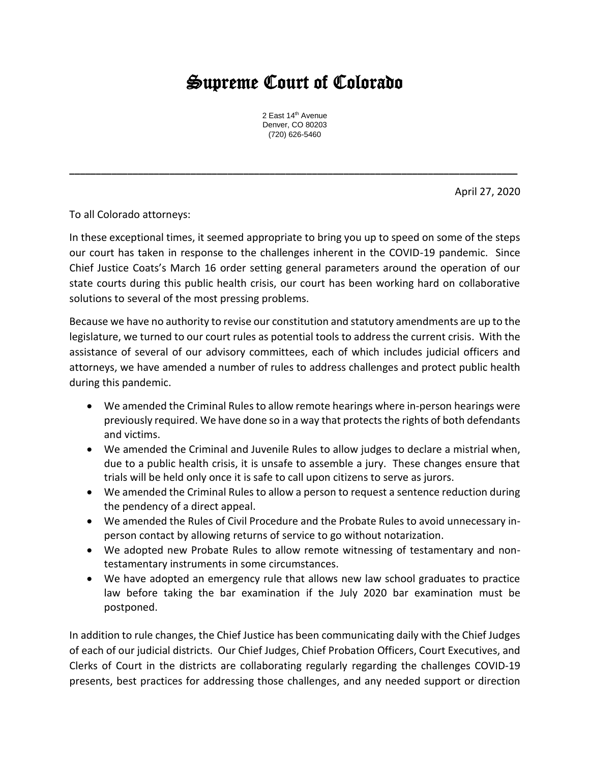# Supreme Court of Colorado

2 East 14th Avenue
Denver, CO 80203
(720) 626-5460

---

April 27, 2020

To all Colorado attorneys:

In these exceptional times, it seemed appropriate to bring you up to speed on some of the steps our court has taken in response to the challenges inherent in the COVID-19 pandemic. Since Chief Justice Coats's March 16 order setting general parameters around the operation of our state courts during this public health crisis, our court has been working hard on collaborative solutions to several of the most pressing problems.

Because we have no authority to revise our constitution and statutory amendments are up to the legislature, we turned to our court rules as potential tools to address the current crisis. With the assistance of several of our advisory committees, each of which includes judicial officers and attorneys, we have amended a number of rules to address challenges and protect public health during this pandemic.

- We amended the Criminal Rules to allow remote hearings where in-person hearings were previously required. We have done so in a way that protects the rights of both defendants and victims.
- We amended the Criminal and Juvenile Rules to allow judges to declare a mistrial when, due to a public health crisis, it is unsafe to assemble a jury. These changes ensure that trials will be held only once it is safe to call upon citizens to serve as jurors.
- We amended the Criminal Rules to allow a person to request a sentence reduction during the pendency of a direct appeal.
- We amended the Rules of Civil Procedure and the Probate Rules to avoid unnecessary in-person contact by allowing returns of service to go without notarization.
- We adopted new Probate Rules to allow remote witnessing of testamentary and non-testamentary instruments in some circumstances.
- We have adopted an emergency rule that allows new law school graduates to practice law before taking the bar examination if the July 2020 bar examination must be postponed.

In addition to rule changes, the Chief Justice has been communicating daily with the Chief Judges of each of our judicial districts. Our Chief Judges, Chief Probation Officers, Court Executives, and Clerks of Court in the districts are collaborating regularly regarding the challenges COVID-19 presents, best practices for addressing those challenges, and any needed support or direction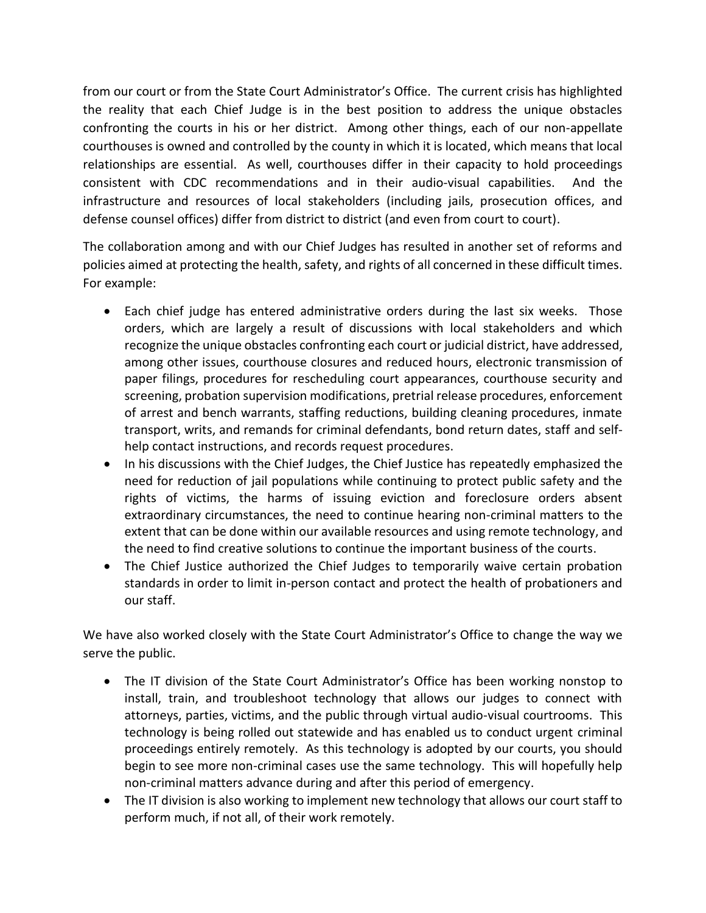from our court or from the State Court Administrator's Office. The current crisis has highlighted the reality that each Chief Judge is in the best position to address the unique obstacles confronting the courts in his or her district. Among other things, each of our non-appellate courthouses is owned and controlled by the county in which it is located, which means that local relationships are essential. As well, courthouses differ in their capacity to hold proceedings consistent with CDC recommendations and in their audio-visual capabilities. And the infrastructure and resources of local stakeholders (including jails, prosecution offices, and defense counsel offices) differ from district to district (and even from court to court).

The collaboration among and with our Chief Judges has resulted in another set of reforms and policies aimed at protecting the health, safety, and rights of all concerned in these difficult times. For example:

- Each chief judge has entered administrative orders during the last six weeks. Those orders, which are largely a result of discussions with local stakeholders and which recognize the unique obstacles confronting each court or judicial district, have addressed, among other issues, courthouse closures and reduced hours, electronic transmission of paper filings, procedures for rescheduling court appearances, courthouse security and screening, probation supervision modifications, pretrial release procedures, enforcement of arrest and bench warrants, staffing reductions, building cleaning procedures, inmate transport, writs, and remands for criminal defendants, bond return dates, staff and self-help contact instructions, and records request procedures.
- In his discussions with the Chief Judges, the Chief Justice has repeatedly emphasized the need for reduction of jail populations while continuing to protect public safety and the rights of victims, the harms of issuing eviction and foreclosure orders absent extraordinary circumstances, the need to continue hearing non-criminal matters to the extent that can be done within our available resources and using remote technology, and the need to find creative solutions to continue the important business of the courts.
- The Chief Justice authorized the Chief Judges to temporarily waive certain probation standards in order to limit in-person contact and protect the health of probationers and our staff.

We have also worked closely with the State Court Administrator's Office to change the way we serve the public.

- The IT division of the State Court Administrator's Office has been working nonstop to install, train, and troubleshoot technology that allows our judges to connect with attorneys, parties, victims, and the public through virtual audio-visual courtrooms. This technology is being rolled out statewide and has enabled us to conduct urgent criminal proceedings entirely remotely. As this technology is adopted by our courts, you should begin to see more non-criminal cases use the same technology. This will hopefully help non-criminal matters advance during and after this period of emergency.
- The IT division is also working to implement new technology that allows our court staff to perform much, if not all, of their work remotely.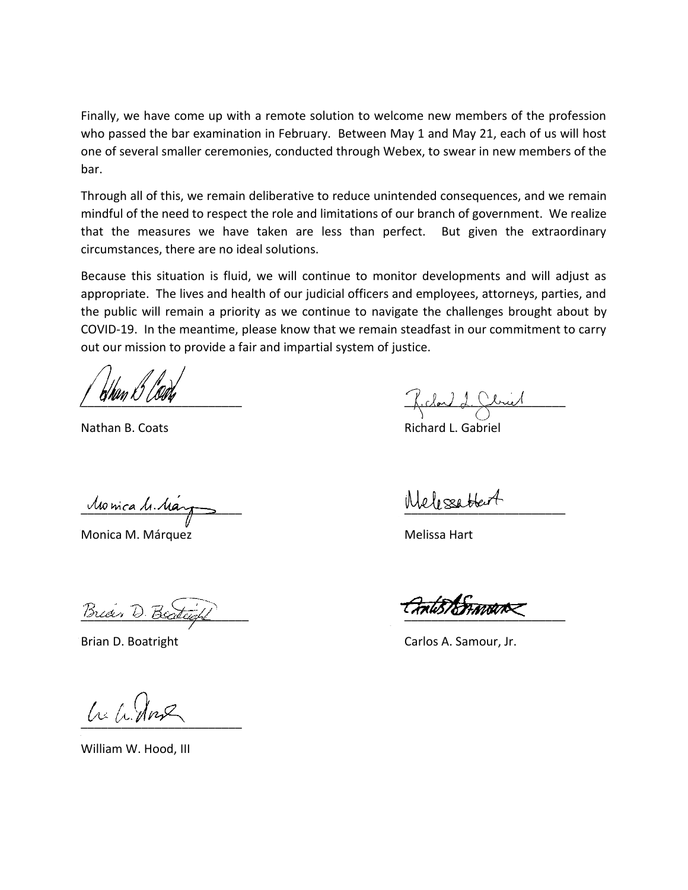Finally, we have come up with a remote solution to welcome new members of the profession who passed the bar examination in February. Between May 1 and May 21, each of us will host one of several smaller ceremonies, conducted through Webex, to swear in new members of the bar.

Through all of this, we remain deliberative to reduce unintended consequences, and we remain mindful of the need to respect the role and limitations of our branch of government. We realize that the measures we have taken are less than perfect. But given the extraordinary circumstances, there are no ideal solutions.

Because this situation is fluid, we will continue to monitor developments and will adjust as appropriate. The lives and health of our judicial officers and employees, attorneys, parties, and the public will remain a priority as we continue to navigate the challenges brought about by COVID-19. In the meantime, please know that we remain steadfast in our commitment to carry out our mission to provide a fair and impartial system of justice.

Nathan B. Coats

Richard L. Gabriel

Monica M. Márquez

Melissa Hart

Brian D. Boatright

Carlos A. Samour, Jr.

William W. Hood, III